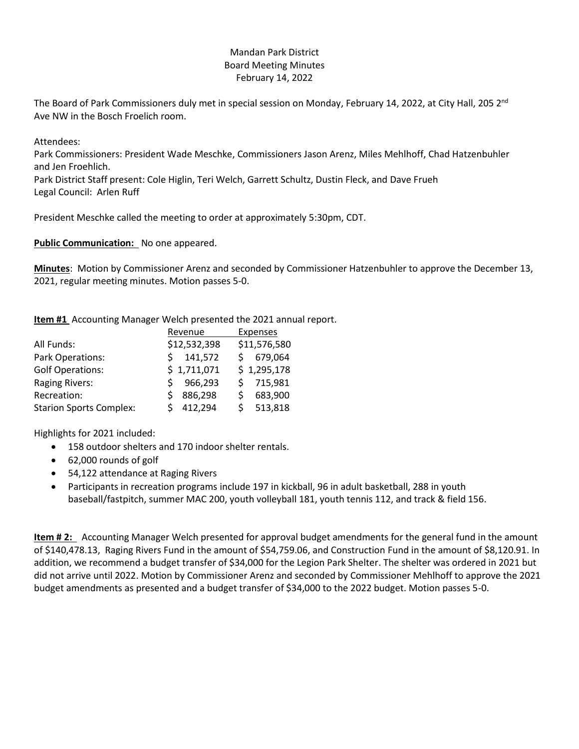Mandan Park District
Board Meeting Minutes
February 14, 2022

The Board of Park Commissioners duly met in special session on Monday, February 14, 2022, at City Hall, 205 2nd Ave NW in the Bosch Froelich room.

Attendees:
Park Commissioners: President Wade Meschke, Commissioners Jason Arenz, Miles Mehlhoff, Chad Hatzenbuhler and Jen Froehlich.
Park District Staff present: Cole Higlin, Teri Welch, Garrett Schultz, Dustin Fleck, and Dave Frueh
Legal Council: Arlen Ruff

President Meschke called the meeting to order at approximately 5:30pm, CDT.

**Public Communication:** No one appeared.

**Minutes**: Motion by Commissioner Arenz and seconded by Commissioner Hatzenbuhler to approve the December 13, 2021, regular meeting minutes. Motion passes 5-0.

**Item #1** Accounting Manager Welch presented the 2021 annual report.

| | Revenue | Expenses |
|---|---|---|
| All Funds: | $12,532,398 | $11,576,580 |
| Park Operations: | $ 141,572 | $ 679,064 |
| Golf Operations: | $ 1,711,071 | $ 1,295,178 |
| Raging Rivers: | $ 966,293 | $ 715,981 |
| Recreation: | $ 886,298 | $ 683,900 |
| Starion Sports Complex: | $ 412,294 | $ 513,818 |

Highlights for 2021 included:

- 158 outdoor shelters and 170 indoor shelter rentals.
- 62,000 rounds of golf
- 54,122 attendance at Raging Rivers
- Participants in recreation programs include 197 in kickball, 96 in adult basketball, 288 in youth baseball/fastpitch, summer MAC 200, youth volleyball 181, youth tennis 112, and track & field 156.

**Item # 2:** Accounting Manager Welch presented for approval budget amendments for the general fund in the amount of $140,478.13, Raging Rivers Fund in the amount of $54,759.06, and Construction Fund in the amount of $8,120.91. In addition, we recommend a budget transfer of $34,000 for the Legion Park Shelter. The shelter was ordered in 2021 but did not arrive until 2022. Motion by Commissioner Arenz and seconded by Commissioner Mehlhoff to approve the 2021 budget amendments as presented and a budget transfer of $34,000 to the 2022 budget. Motion passes 5-0.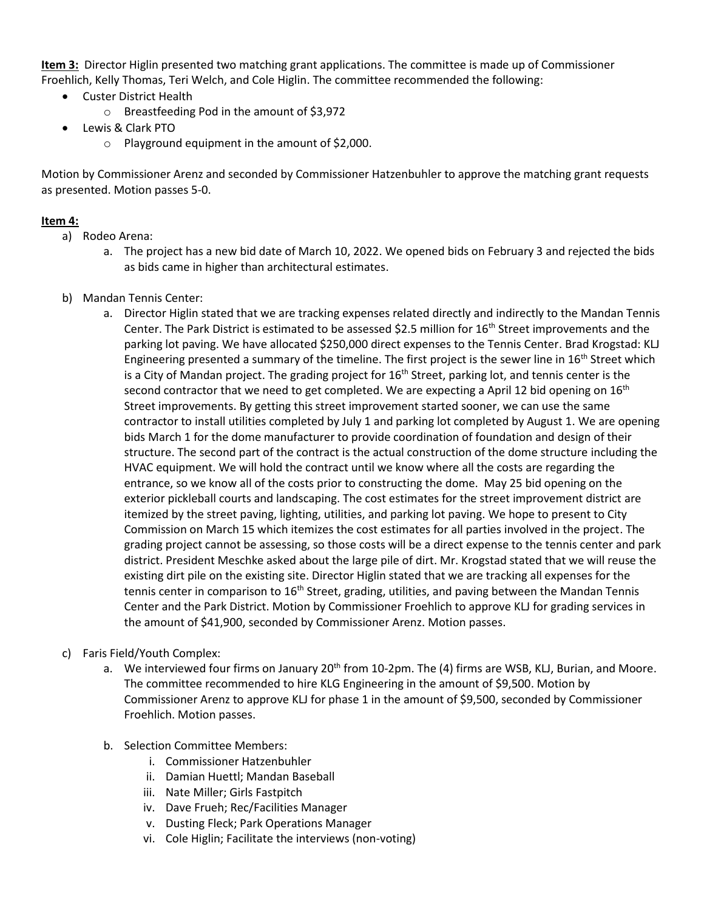**Item 3:** Director Higlin presented two matching grant applications. The committee is made up of Commissioner Froehlich, Kelly Thomas, Teri Welch, and Cole Higlin. The committee recommended the following:

- Custer District Health
  - Breastfeeding Pod in the amount of $3,972
- Lewis & Clark PTO
  - Playground equipment in the amount of $2,000.

Motion by Commissioner Arenz and seconded by Commissioner Hatzenbuhler to approve the matching grant requests as presented. Motion passes 5-0.

**Item 4:**

a) Rodeo Arena:

   a. The project has a new bid date of March 10, 2022. We opened bids on February 3 and rejected the bids as bids came in higher than architectural estimates.

b) Mandan Tennis Center:

   a. Director Higlin stated that we are tracking expenses related directly and indirectly to the Mandan Tennis Center. The Park District is estimated to be assessed $2.5 million for 16th Street improvements and the parking lot paving. We have allocated $250,000 direct expenses to the Tennis Center. Brad Krogstad: KLJ Engineering presented a summary of the timeline. The first project is the sewer line in 16th Street which is a City of Mandan project. The grading project for 16th Street, parking lot, and tennis center is the second contractor that we need to get completed. We are expecting a April 12 bid opening on 16th Street improvements. By getting this street improvement started sooner, we can use the same contractor to install utilities completed by July 1 and parking lot completed by August 1. We are opening bids March 1 for the dome manufacturer to provide coordination of foundation and design of their structure. The second part of the contract is the actual construction of the dome structure including the HVAC equipment. We will hold the contract until we know where all the costs are regarding the entrance, so we know all of the costs prior to constructing the dome. May 25 bid opening on the exterior pickleball courts and landscaping. The cost estimates for the street improvement district are itemized by the street paving, lighting, utilities, and parking lot paving. We hope to present to City Commission on March 15 which itemizes the cost estimates for all parties involved in the project. The grading project cannot be assessing, so those costs will be a direct expense to the tennis center and park district. President Meschke asked about the large pile of dirt. Mr. Krogstad stated that we will reuse the existing dirt pile on the existing site. Director Higlin stated that we are tracking all expenses for the tennis center in comparison to 16th Street, grading, utilities, and paving between the Mandan Tennis Center and the Park District. Motion by Commissioner Froehlich to approve KLJ for grading services in the amount of $41,900, seconded by Commissioner Arenz. Motion passes.

c) Faris Field/Youth Complex:

   a. We interviewed four firms on January 20th from 10-2pm. The (4) firms are WSB, KLJ, Burian, and Moore. The committee recommended to hire KLG Engineering in the amount of $9,500. Motion by Commissioner Arenz to approve KLJ for phase 1 in the amount of $9,500, seconded by Commissioner Froehlich. Motion passes.

   b. Selection Committee Members:

      i. Commissioner Hatzenbuhler
      ii. Damian Huettl; Mandan Baseball
      iii. Nate Miller; Girls Fastpitch
      iv. Dave Frueh; Rec/Facilities Manager
      v. Dusting Fleck; Park Operations Manager
      vi. Cole Higlin; Facilitate the interviews (non-voting)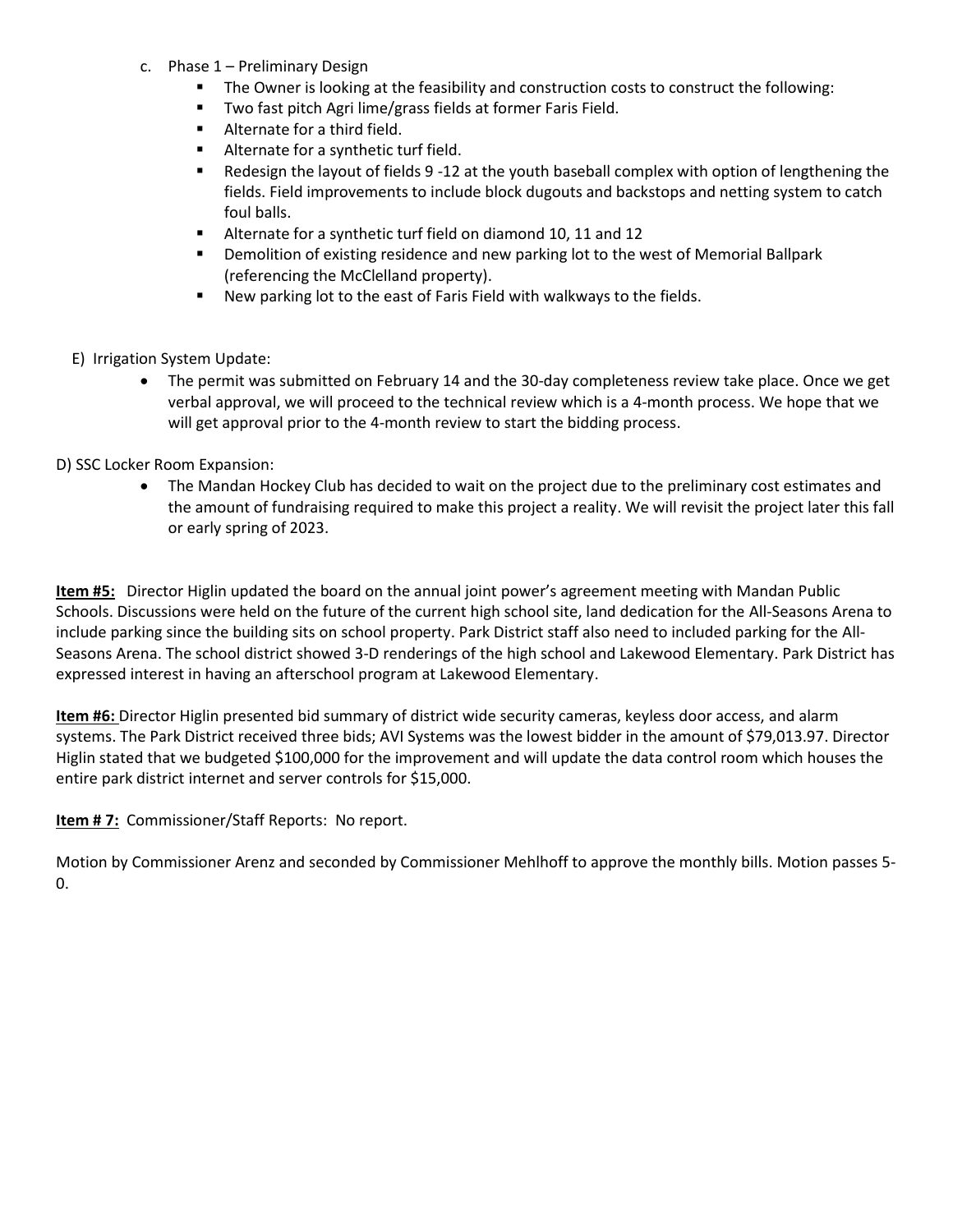c. Phase 1 – Preliminary Design
   - The Owner is looking at the feasibility and construction costs to construct the following:
   - Two fast pitch Agri lime/grass fields at former Faris Field.
   - Alternate for a third field.
   - Alternate for a synthetic turf field.
   - Redesign the layout of fields 9 -12 at the youth baseball complex with option of lengthening the fields. Field improvements to include block dugouts and backstops and netting system to catch foul balls.
   - Alternate for a synthetic turf field on diamond 10, 11 and 12
   - Demolition of existing residence and new parking lot to the west of Memorial Ballpark (referencing the McClelland property).
   - New parking lot to the east of Faris Field with walkways to the fields.

E) Irrigation System Update:

- The permit was submitted on February 14 and the 30-day completeness review take place. Once we get verbal approval, we will proceed to the technical review which is a 4-month process. We hope that we will get approval prior to the 4-month review to start the bidding process.

D) SSC Locker Room Expansion:

- The Mandan Hockey Club has decided to wait on the project due to the preliminary cost estimates and the amount of fundraising required to make this project a reality. We will revisit the project later this fall or early spring of 2023.

**Item #5:** Director Higlin updated the board on the annual joint power's agreement meeting with Mandan Public Schools. Discussions were held on the future of the current high school site, land dedication for the All-Seasons Arena to include parking since the building sits on school property. Park District staff also need to included parking for the All-Seasons Arena. The school district showed 3-D renderings of the high school and Lakewood Elementary. Park District has expressed interest in having an afterschool program at Lakewood Elementary.

**Item #6:** Director Higlin presented bid summary of district wide security cameras, keyless door access, and alarm systems. The Park District received three bids; AVI Systems was the lowest bidder in the amount of $79,013.97. Director Higlin stated that we budgeted $100,000 for the improvement and will update the data control room which houses the entire park district internet and server controls for $15,000.

**Item # 7:** Commissioner/Staff Reports: No report.

Motion by Commissioner Arenz and seconded by Commissioner Mehlhoff to approve the monthly bills. Motion passes 5-0.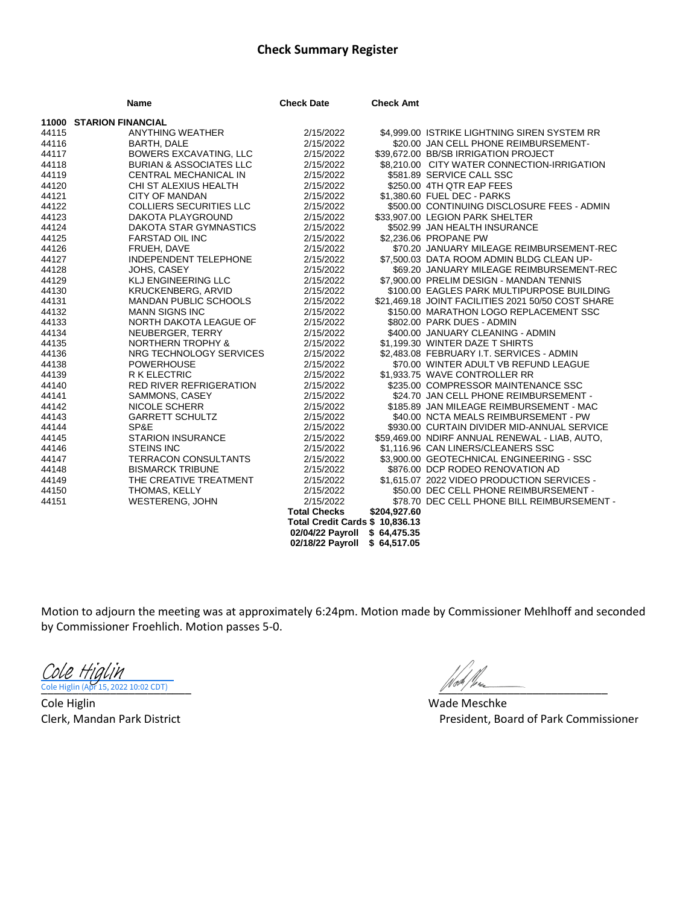## Check Summary Register

| | Name | Check Date | Check Amt | |
|---|---|---|---|---|
| **11000** | **STARION FINANCIAL** | | | |
| 44115 | ANYTHING WEATHER | 2/15/2022 | $4,999.00 | ISTRIKE LIGHTNING SIREN SYSTEM RR |
| 44116 | BARTH, DALE | 2/15/2022 | $20.00 | JAN CELL PHONE REIMBURSEMENT- |
| 44117 | BOWERS EXCAVATING, LLC | 2/15/2022 | $39,672.00 | BB/SB IRRIGATION PROJECT |
| 44118 | BURIAN & ASSOCIATES LLC | 2/15/2022 | $8,210.00 | CITY WATER CONNECTION-IRRIGATION |
| 44119 | CENTRAL MECHANICAL IN | 2/15/2022 | $581.89 | SERVICE CALL SSC |
| 44120 | CHI ST ALEXIUS HEALTH | 2/15/2022 | $250.00 | 4TH QTR EAP FEES |
| 44121 | CITY OF MANDAN | 2/15/2022 | $1,380.60 | FUEL DEC - PARKS |
| 44122 | COLLIERS SECURITIES LLC | 2/15/2022 | $500.00 | CONTINUING DISCLOSURE FEES - ADMIN |
| 44123 | DAKOTA PLAYGROUND | 2/15/2022 | $33,907.00 | LEGION PARK SHELTER |
| 44124 | DAKOTA STAR GYMNASTICS | 2/15/2022 | $502.99 | JAN HEALTH INSURANCE |
| 44125 | FARSTAD OIL INC | 2/15/2022 | $2,236.06 | PROPANE PW |
| 44126 | FRUEH, DAVE | 2/15/2022 | $70.20 | JANUARY MILEAGE REIMBURSEMENT-REC |
| 44127 | INDEPENDENT TELEPHONE | 2/15/2022 | $7,500.03 | DATA ROOM ADMIN BLDG CLEAN UP- |
| 44128 | JOHS, CASEY | 2/15/2022 | $69.20 | JANUARY MILEAGE REIMBURSEMENT-REC |
| 44129 | KLJ ENGINEERING LLC | 2/15/2022 | $7,900.00 | PRELIM DESIGN - MANDAN TENNIS |
| 44130 | KRUCKENBERG, ARVID | 2/15/2022 | $100.00 | EAGLES PARK MULTIPURPOSE BUILDING |
| 44131 | MANDAN PUBLIC SCHOOLS | 2/15/2022 | $21,469.18 | JOINT FACILITIES 2021 50/50 COST SHARE |
| 44132 | MANN SIGNS INC | 2/15/2022 | $150.00 | MARATHON LOGO REPLACEMENT SSC |
| 44133 | NORTH DAKOTA LEAGUE OF | 2/15/2022 | $802.00 | PARK DUES - ADMIN |
| 44134 | NEUBERGER, TERRY | 2/15/2022 | $400.00 | JANUARY CLEANING - ADMIN |
| 44135 | NORTHERN TROPHY & | 2/15/2022 | $1,199.30 | WINTER DAZE T SHIRTS |
| 44136 | NRG TECHNOLOGY SERVICES | 2/15/2022 | $2,483.08 | FEBRUARY I.T. SERVICES - ADMIN |
| 44138 | POWERHOUSE | 2/15/2022 | $70.00 | WINTER ADULT VB REFUND LEAGUE |
| 44139 | R K ELECTRIC | 2/15/2022 | $1,933.75 | WAVE CONTROLLER RR |
| 44140 | RED RIVER REFRIGERATION | 2/15/2022 | $235.00 | COMPRESSOR MAINTENANCE SSC |
| 44141 | SAMMONS, CASEY | 2/15/2022 | $24.70 | JAN CELL PHONE REIMBURSEMENT - |
| 44142 | NICOLE SCHERR | 2/15/2022 | $185.89 | JAN MILEAGE REIMBURSEMENT - MAC |
| 44143 | GARRETT SCHULTZ | 2/15/2022 | $40.00 | NCTA MEALS REIMBURSEMENT - PW |
| 44144 | SP&E | 2/15/2022 | $930.00 | CURTAIN DIVIDER MID-ANNUAL SERVICE |
| 44145 | STARION INSURANCE | 2/15/2022 | $59,469.00 | NDIRF ANNUAL RENEWAL - LIAB, AUTO, |
| 44146 | STEINS INC | 2/15/2022 | $1,116.96 | CAN LINERS/CLEANERS SSC |
| 44147 | TERRACON CONSULTANTS | 2/15/2022 | $3,900.00 | GEOTECHNICAL ENGINEERING - SSC |
| 44148 | BISMARCK TRIBUNE | 2/15/2022 | $876.00 | DCP RODEO RENOVATION AD |
| 44149 | THE CREATIVE TREATMENT | 2/15/2022 | $1,615.07 | 2022 VIDEO PRODUCTION SERVICES - |
| 44150 | THOMAS, KELLY | 2/15/2022 | $50.00 | DEC CELL PHONE REIMBURSEMENT - |
| 44151 | WESTERENG, JOHN | 2/15/2022 | $78.70 | DEC CELL PHONE BILL REIMBURSEMENT - |
| | | **Total Checks** | **$204,927.60** | |
| | | **Total Credit Cards** | **$ 10,836.13** | |
| | | **02/04/22 Payroll** | **$ 64,475.35** | |
| | | **02/18/22 Payroll** | **$ 64,517.05** | |

Motion to adjourn the meeting was at approximately 6:24pm. Motion made by Commissioner Mehlhoff and seconded by Commissioner Froehlich. Motion passes 5-0.

Cole Higlin
Cole Higlin (Apr 15, 2022 10:02 CDT)

Cole Higlin
Clerk, Mandan Park District

Wade Meschke
President, Board of Park Commissioner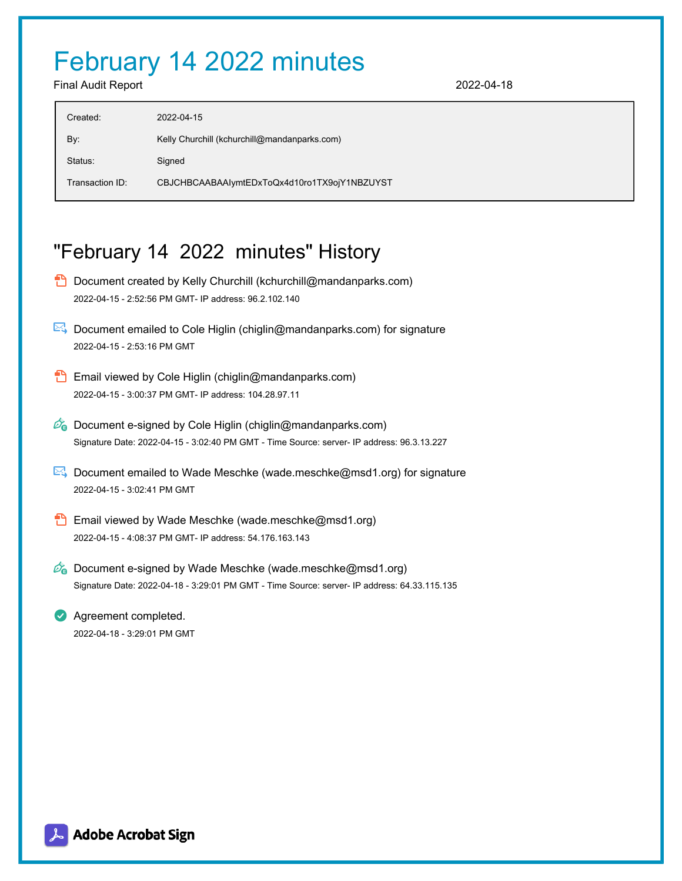# February 14 2022 minutes

Final Audit Report 2022-04-18

| | |
|---|---|
| Created: | 2022-04-15 |
| By: | Kelly Churchill (kchurchill@mandanparks.com) |
| Status: | Signed |
| Transaction ID: | CBJCHBCAABAAIymtEDxToQx4d10ro1TX9ojY1NBZUYST |

## "February 14 2022 minutes" History

- Document created by Kelly Churchill (kchurchill@mandanparks.com)
  2022-04-15 - 2:52:56 PM GMT- IP address: 96.2.102.140

- Document emailed to Cole Higlin (chiglin@mandanparks.com) for signature
  2022-04-15 - 2:53:16 PM GMT

- Email viewed by Cole Higlin (chiglin@mandanparks.com)
  2022-04-15 - 3:00:37 PM GMT- IP address: 104.28.97.11

- Document e-signed by Cole Higlin (chiglin@mandanparks.com)
  Signature Date: 2022-04-15 - 3:02:40 PM GMT - Time Source: server- IP address: 96.3.13.227

- Document emailed to Wade Meschke (wade.meschke@msd1.org) for signature
  2022-04-15 - 3:02:41 PM GMT

- Email viewed by Wade Meschke (wade.meschke@msd1.org)
  2022-04-15 - 4:08:37 PM GMT- IP address: 54.176.163.143

- Document e-signed by Wade Meschke (wade.meschke@msd1.org)
  Signature Date: 2022-04-18 - 3:29:01 PM GMT - Time Source: server- IP address: 64.33.115.135

- Agreement completed.
  2022-04-18 - 3:29:01 PM GMT

Adobe Acrobat Sign